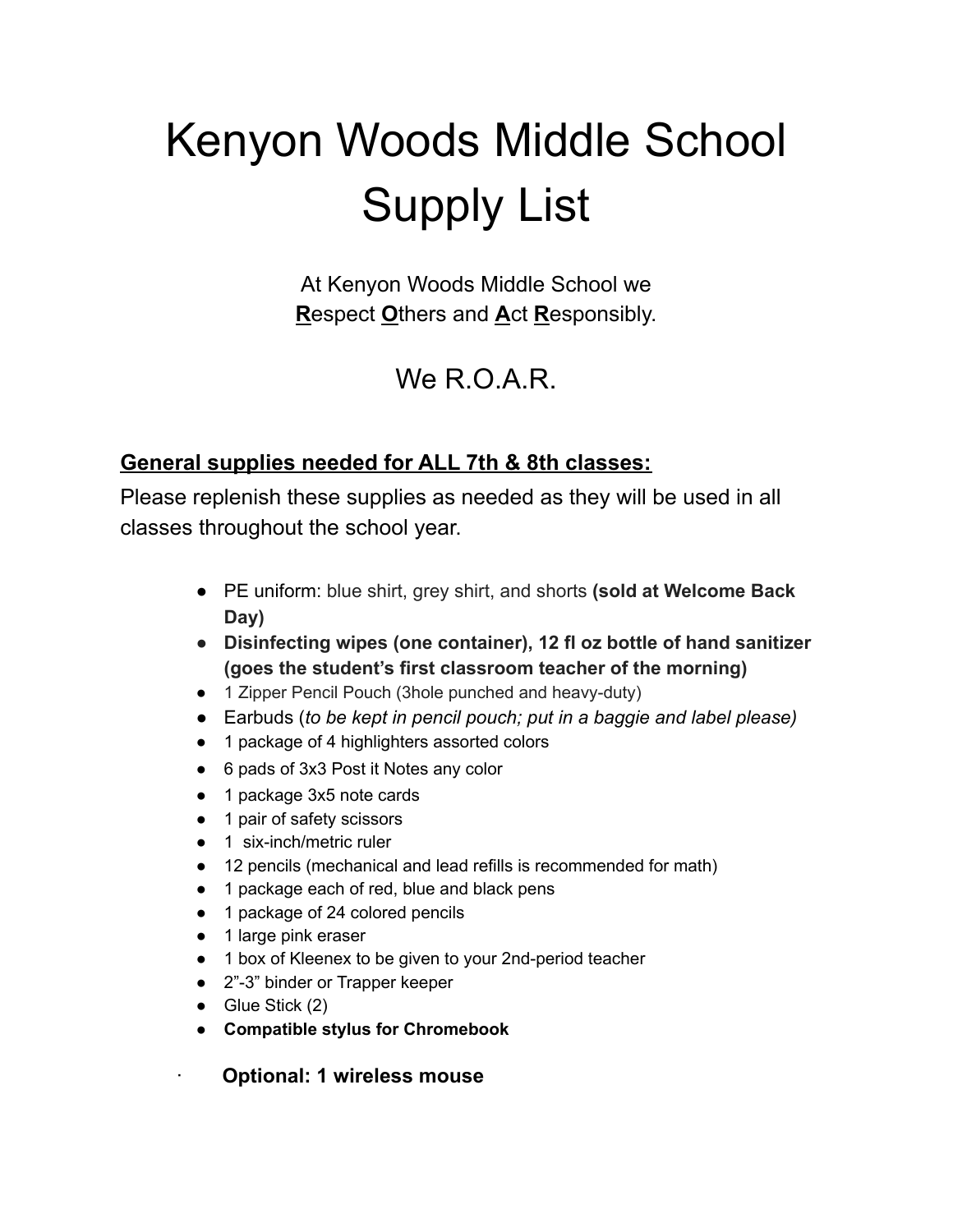# Kenyon Woods Middle School Supply List

At Kenyon Woods Middle School we
**R**espect **O**thers and **A**ct **R**esponsibly.

## We R.O.A.R.

### General supplies needed for ALL 7th & 8th classes:

Please replenish these supplies as needed as they will be used in all classes throughout the school year.

- PE uniform: blue shirt, grey shirt, and shorts **(sold at Welcome Back Day)**
- **Disinfecting wipes (one container), 12 fl oz bottle of hand sanitizer (goes the student's first classroom teacher of the morning)**
- 1 Zipper Pencil Pouch (3hole punched and heavy-duty)
- Earbuds (*to be kept in pencil pouch; put in a baggie and label please)*
- 1 package of 4 highlighters assorted colors
- 6 pads of 3x3 Post it Notes any color
- 1 package 3x5 note cards
- 1 pair of safety scissors
- 1 six-inch/metric ruler
- 12 pencils (mechanical and lead refills is recommended for math)
- 1 package each of red, blue and black pens
- 1 package of 24 colored pencils
- 1 large pink eraser
- 1 box of Kleenex to be given to your 2nd-period teacher
- 2"-3" binder or Trapper keeper
- Glue Stick (2)
- **Compatible stylus for Chromebook**

· **Optional: 1 wireless mouse**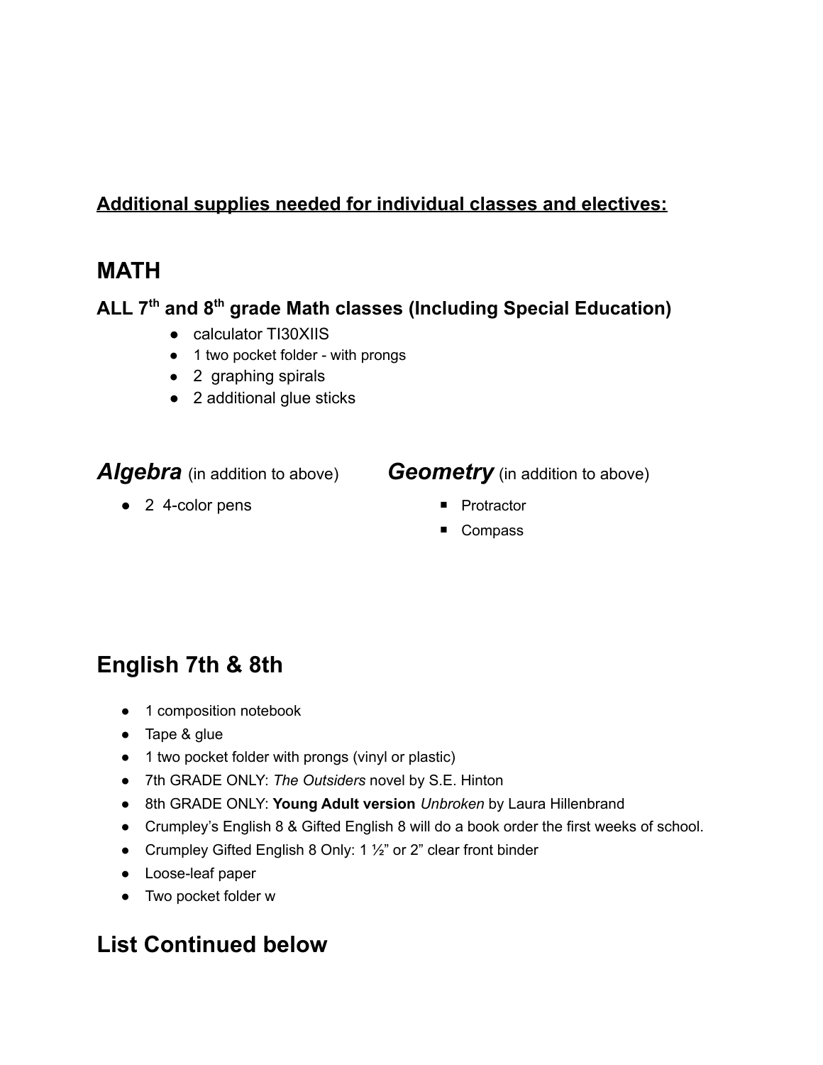**Additional supplies needed for individual classes and electives:**

# MATH

### ALL 7th and 8th grade Math classes (Including Special Education)

- calculator TI30XIIS
- 1 two pocket folder - with prongs
- 2 graphing spirals
- 2 additional glue sticks

## *Algebra* (in addition to above)

- 2 4-color pens

## *Geometry* (in addition to above)

- Protractor
- Compass

# English 7th & 8th

- 1 composition notebook
- Tape & glue
- 1 two pocket folder with prongs (vinyl or plastic)
- 7th GRADE ONLY: *The Outsiders* novel by S.E. Hinton
- 8th GRADE ONLY: **Young Adult version** *Unbroken* by Laura Hillenbrand
- Crumpley's English 8 & Gifted English 8 will do a book order the first weeks of school.
- Crumpley Gifted English 8 Only: 1 ½" or 2" clear front binder
- Loose-leaf paper
- Two pocket folder w

# List Continued below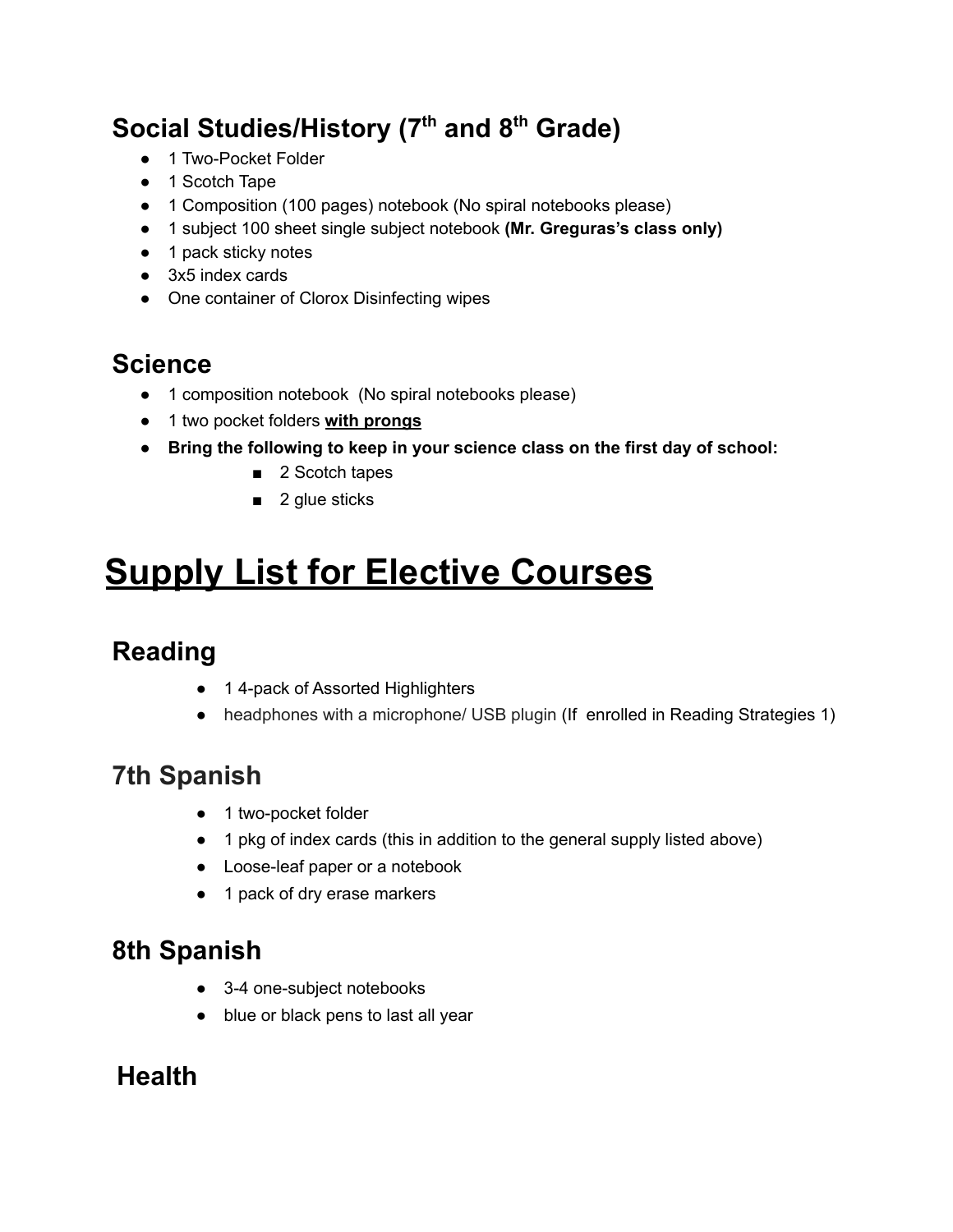## Social Studies/History (7th and 8th Grade)

- 1 Two-Pocket Folder
- 1 Scotch Tape
- 1 Composition (100 pages) notebook (No spiral notebooks please)
- 1 subject 100 sheet single subject notebook **(Mr. Greguras's class only)**
- 1 pack sticky notes
- 3x5 index cards
- One container of Clorox Disinfecting wipes

## Science

- 1 composition notebook (No spiral notebooks please)
- 1 two pocket folders **with prongs**
- **Bring the following to keep in your science class on the first day of school:**
  - 2 Scotch tapes
  - 2 glue sticks

# Supply List for Elective Courses

## Reading

- 1 4-pack of Assorted Highlighters
- headphones with a microphone/ USB plugin (If enrolled in Reading Strategies 1)

## 7th Spanish

- 1 two-pocket folder
- 1 pkg of index cards (this in addition to the general supply listed above)
- Loose-leaf paper or a notebook
- 1 pack of dry erase markers

## 8th Spanish

- 3-4 one-subject notebooks
- blue or black pens to last all year

## Health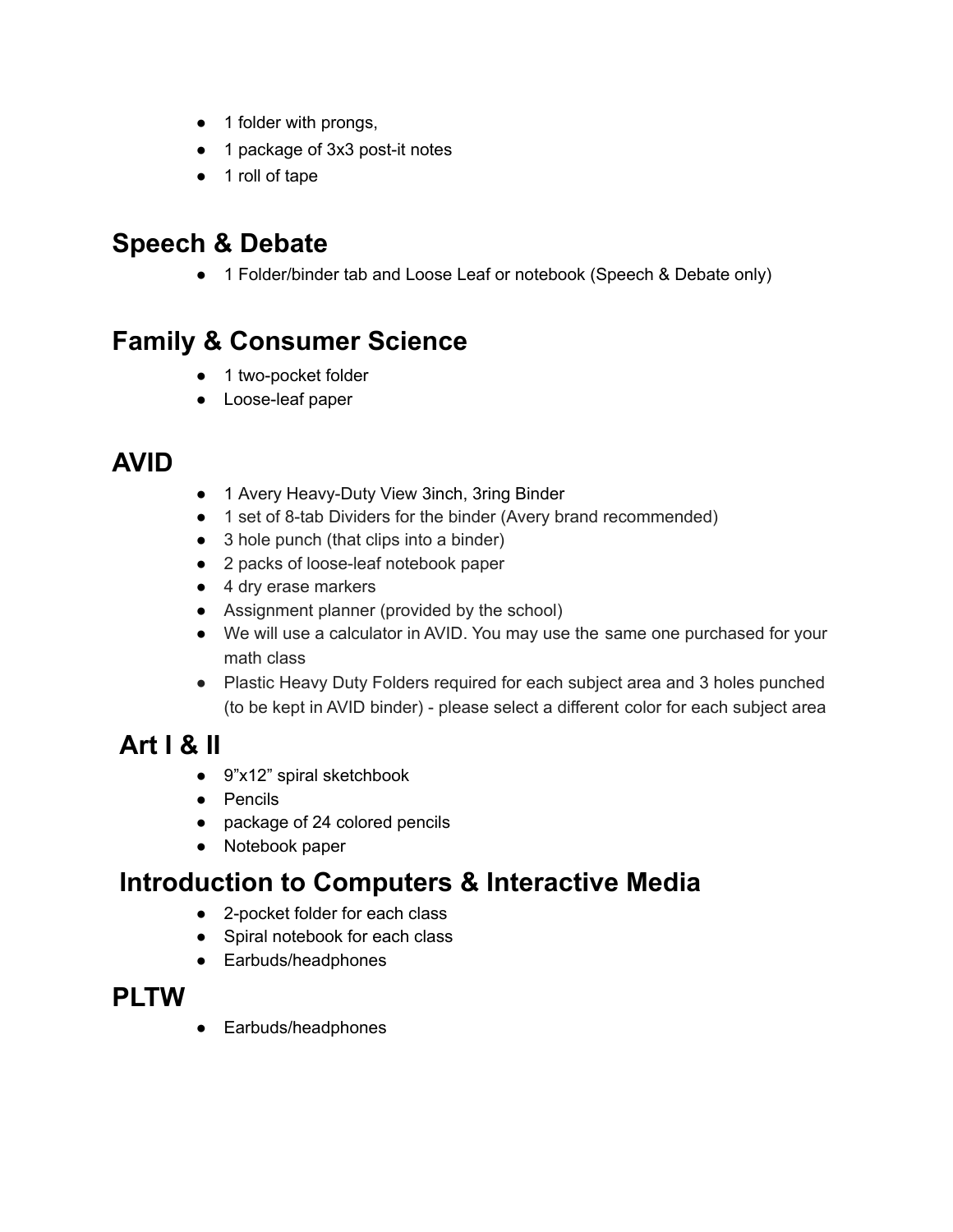- 1 folder with prongs,
- 1 package of 3x3 post-it notes
- 1 roll of tape

## Speech & Debate

- 1 Folder/binder tab and Loose Leaf or notebook (Speech & Debate only)

## Family & Consumer Science

- 1 two-pocket folder
- Loose-leaf paper

## AVID

- 1 Avery Heavy-Duty View 3inch, 3ring Binder
- 1 set of 8-tab Dividers for the binder (Avery brand recommended)
- 3 hole punch (that clips into a binder)
- 2 packs of loose-leaf notebook paper
- 4 dry erase markers
- Assignment planner (provided by the school)
- We will use a calculator in AVID. You may use the same one purchased for your math class
- Plastic Heavy Duty Folders required for each subject area and 3 holes punched (to be kept in AVID binder) - please select a different color for each subject area

## Art I & II

- 9"x12" spiral sketchbook
- Pencils
- package of 24 colored pencils
- Notebook paper

## Introduction to Computers & Interactive Media

- 2-pocket folder for each class
- Spiral notebook for each class
- Earbuds/headphones

## PLTW

- Earbuds/headphones